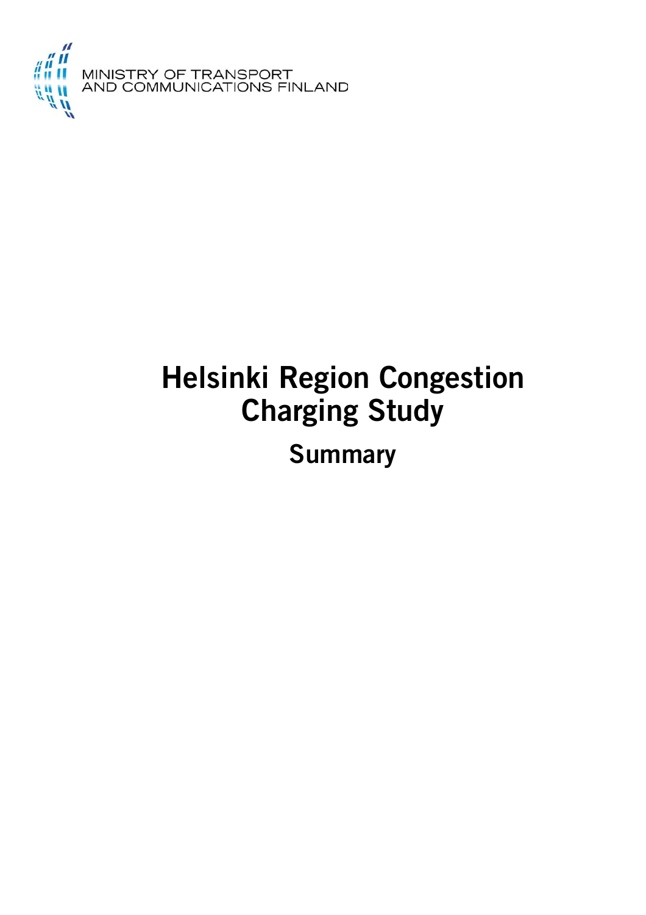MINISTRY OF TRANSPORT
AND COMMUNICATIONS FINLAND

# Helsinki Region Congestion Charging Study

## Summary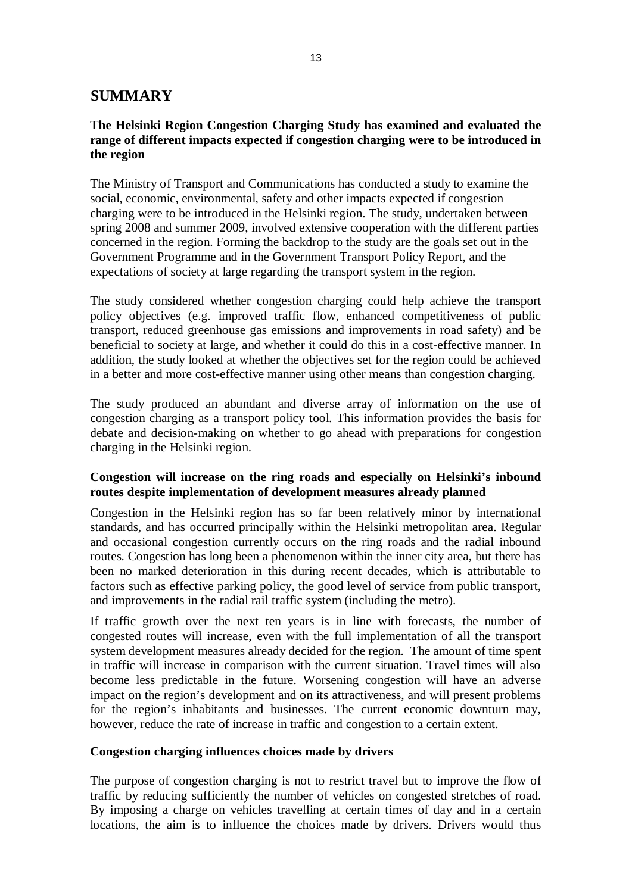## SUMMARY

### The Helsinki Region Congestion Charging Study has examined and evaluated the range of different impacts expected if congestion charging were to be introduced in the region

The Ministry of Transport and Communications has conducted a study to examine the social, economic, environmental, safety and other impacts expected if congestion charging were to be introduced in the Helsinki region. The study, undertaken between spring 2008 and summer 2009, involved extensive cooperation with the different parties concerned in the region. Forming the backdrop to the study are the goals set out in the Government Programme and in the Government Transport Policy Report, and the expectations of society at large regarding the transport system in the region.

The study considered whether congestion charging could help achieve the transport policy objectives (e.g. improved traffic flow, enhanced competitiveness of public transport, reduced greenhouse gas emissions and improvements in road safety) and be beneficial to society at large, and whether it could do this in a cost-effective manner. In addition, the study looked at whether the objectives set for the region could be achieved in a better and more cost-effective manner using other means than congestion charging.

The study produced an abundant and diverse array of information on the use of congestion charging as a transport policy tool. This information provides the basis for debate and decision-making on whether to go ahead with preparations for congestion charging in the Helsinki region.

### Congestion will increase on the ring roads and especially on Helsinki's inbound routes despite implementation of development measures already planned

Congestion in the Helsinki region has so far been relatively minor by international standards, and has occurred principally within the Helsinki metropolitan area. Regular and occasional congestion currently occurs on the ring roads and the radial inbound routes. Congestion has long been a phenomenon within the inner city area, but there has been no marked deterioration in this during recent decades, which is attributable to factors such as effective parking policy, the good level of service from public transport, and improvements in the radial rail traffic system (including the metro).

If traffic growth over the next ten years is in line with forecasts, the number of congested routes will increase, even with the full implementation of all the transport system development measures already decided for the region. The amount of time spent in traffic will increase in comparison with the current situation. Travel times will also become less predictable in the future. Worsening congestion will have an adverse impact on the region's development and on its attractiveness, and will present problems for the region's inhabitants and businesses. The current economic downturn may, however, reduce the rate of increase in traffic and congestion to a certain extent.

### Congestion charging influences choices made by drivers

The purpose of congestion charging is not to restrict travel but to improve the flow of traffic by reducing sufficiently the number of vehicles on congested stretches of road. By imposing a charge on vehicles travelling at certain times of day and in a certain locations, the aim is to influence the choices made by drivers. Drivers would thus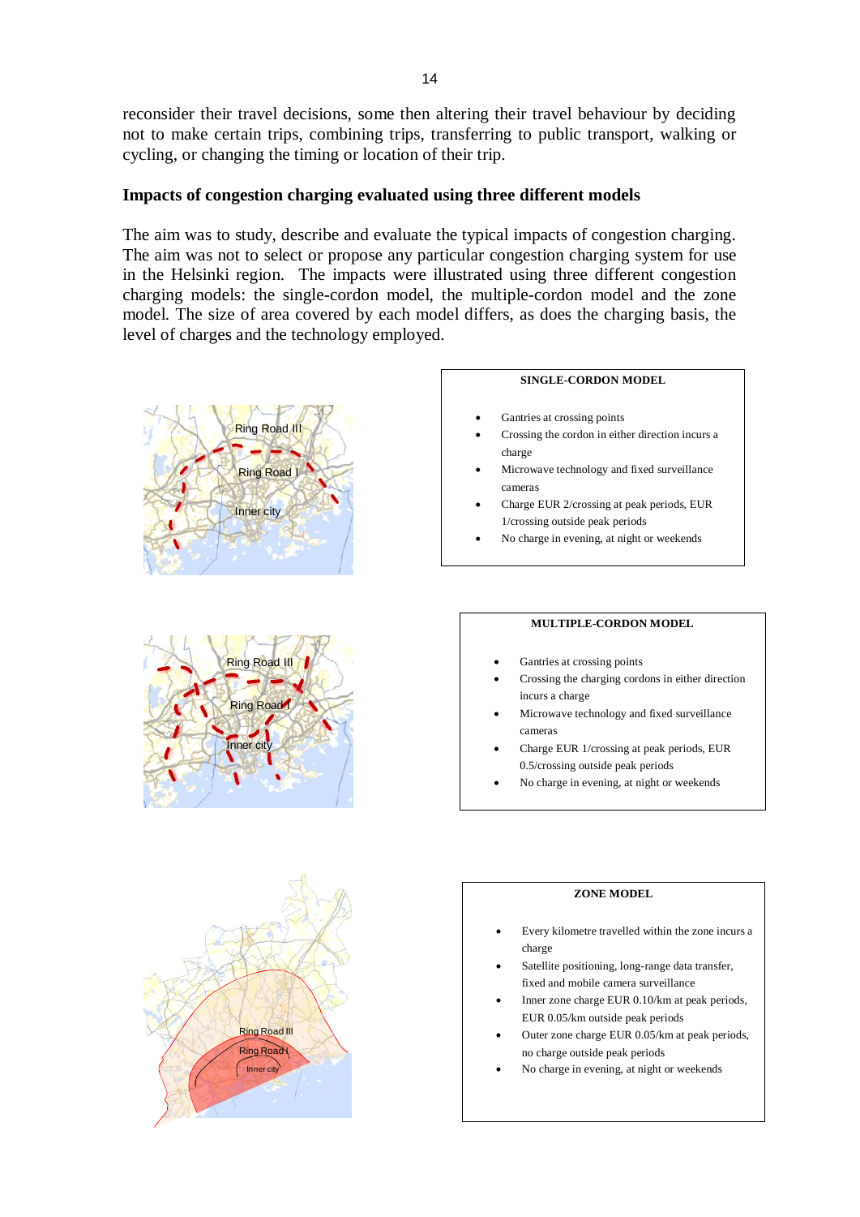reconsider their travel decisions, some then altering their travel behaviour by deciding not to make certain trips, combining trips, transferring to public transport, walking or cycling, or changing the timing or location of their trip.

**Impacts of congestion charging evaluated using three different models**

The aim was to study, describe and evaluate the typical impacts of congestion charging. The aim was not to select or propose any particular congestion charging system for use in the Helsinki region. The impacts were illustrated using three different congestion charging models: the single-cordon model, the multiple-cordon model and the zone model. The size of area covered by each model differs, as does the charging basis, the level of charges and the technology employed.

**SINGLE-CORDON MODEL**

- Gantries at crossing points
- Crossing the cordon in either direction incurs a charge
- Microwave technology and fixed surveillance cameras
- Charge EUR 2/crossing at peak periods, EUR 1/crossing outside peak periods
- No charge in evening, at night or weekends

**MULTIPLE-CORDON MODEL**

- Gantries at crossing points
- Crossing the charging cordons in either direction incurs a charge
- Microwave technology and fixed surveillance cameras
- Charge EUR 1/crossing at peak periods, EUR 0.5/crossing outside peak periods
- No charge in evening, at night or weekends

**ZONE MODEL**

- Every kilometre travelled within the zone incurs a charge
- Satellite positioning, long-range data transfer, fixed and mobile camera surveillance
- Inner zone charge EUR 0.10/km at peak periods, EUR 0.05/km outside peak periods
- Outer zone charge EUR 0.05/km at peak periods, no charge outside peak periods
- No charge in evening, at night or weekends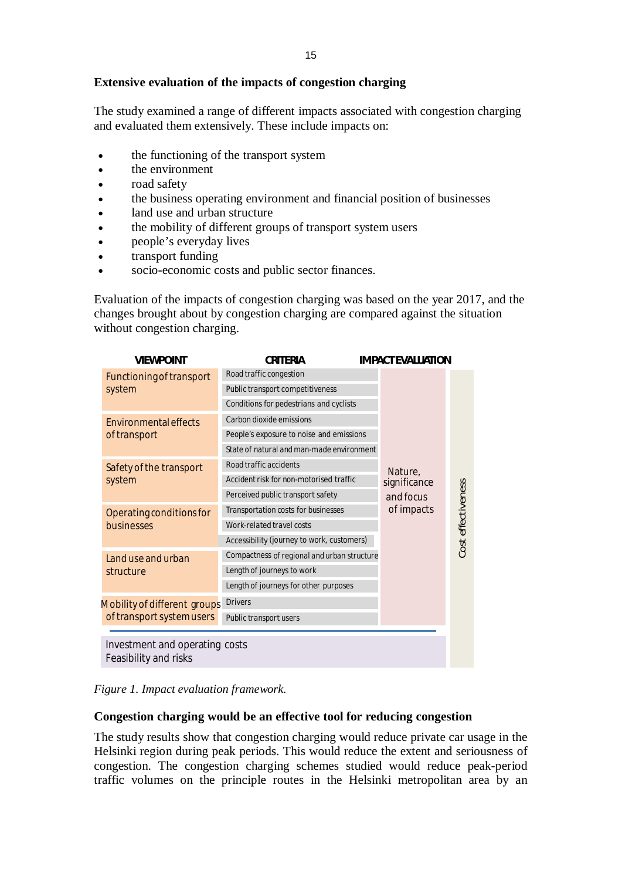**Extensive evaluation of the impacts of congestion charging**

The study examined a range of different impacts associated with congestion charging and evaluated them extensively. These include impacts on:

- the functioning of the transport system
- the environment
- road safety
- the business operating environment and financial position of businesses
- land use and urban structure
- the mobility of different groups of transport system users
- people's everyday lives
- transport funding
- socio-economic costs and public sector finances.

Evaluation of the impacts of congestion charging was based on the year 2017, and the changes brought about by congestion charging are compared against the situation without congestion charging.

| VIEWPOINT | CRITERIA | IMPACT EVALUATION | |
|---|---|---|---|
| Functioning of transport system | Road traffic congestion | Nature, significance and focus of impacts | Cost effectiveness |
| | Public transport competitiveness | | |
| | Conditions for pedestrians and cyclists | | |
| Environmental effects of transport | Carbon dioxide emissions | | |
| | People's exposure to noise and emissions | | |
| | State of natural and man-made environment | | |
| Safety of the transport system | Road traffic accidents | | |
| | Accident risk for non-motorised traffic | | |
| | Perceived public transport safety | | |
| Operating conditions for businesses | Transportation costs for businesses | | |
| | Work-related travel costs | | |
| | Accessibility (journey to work, customers) | | |
| Land use and urban structure | Compactness of regional and urban structure | | |
| | Length of journeys to work | | |
| | Length of journeys for other purposes | | |
| Mobility of different groups of transport system users | Drivers | | |
| | Public transport users | | |
| Investment and operating costs<br>Feasibility and risks | | | |

*Figure 1. Impact evaluation framework.*

**Congestion charging would be an effective tool for reducing congestion**

The study results show that congestion charging would reduce private car usage in the Helsinki region during peak periods. This would reduce the extent and seriousness of congestion. The congestion charging schemes studied would reduce peak-period traffic volumes on the principle routes in the Helsinki metropolitan area by an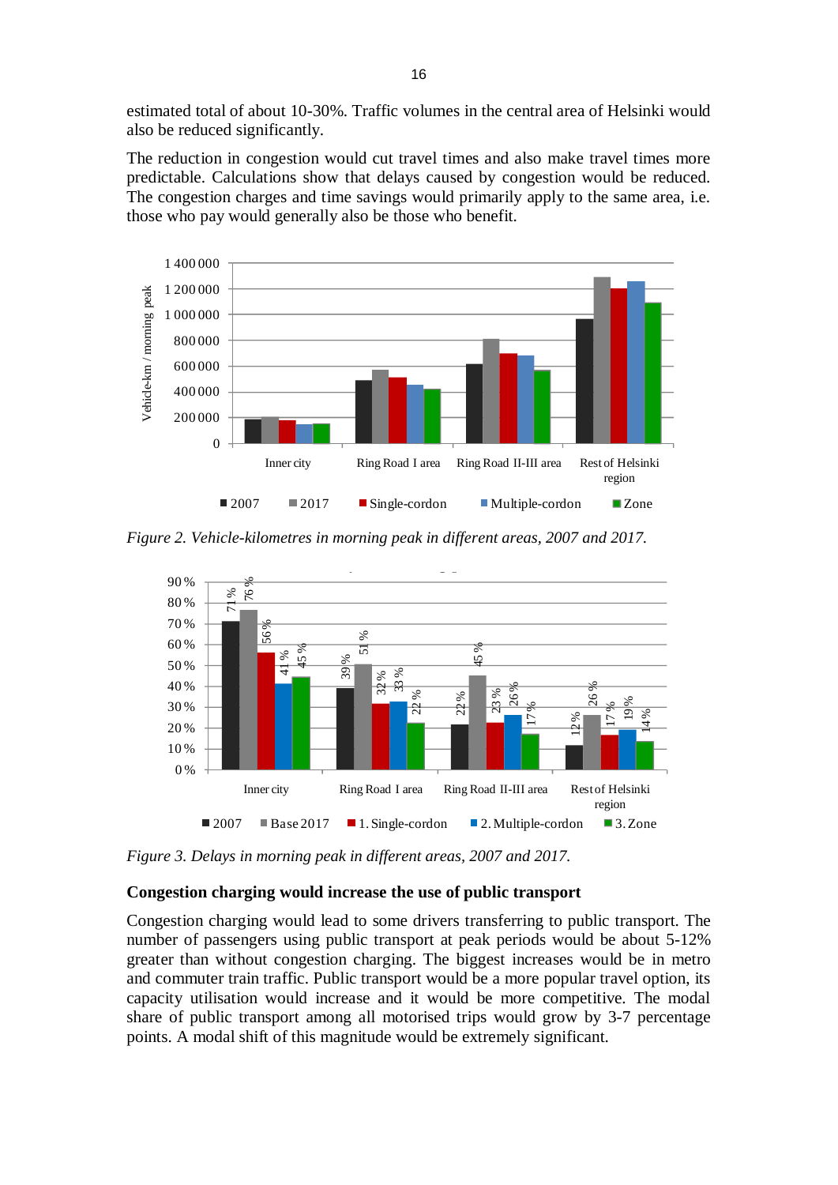estimated total of about 10-30%. Traffic volumes in the central area of Helsinki would also be reduced significantly.

The reduction in congestion would cut travel times and also make travel times more predictable. Calculations show that delays caused by congestion would be reduced. The congestion charges and time savings would primarily apply to the same area, i.e. those who pay would generally also be those who benefit.

*Figure 2. Vehicle-kilometres in morning peak in different areas, 2007 and 2017.*

*Figure 3. Delays in morning peak in different areas, 2007 and 2017.*

**Congestion charging would increase the use of public transport**

Congestion charging would lead to some drivers transferring to public transport. The number of passengers using public transport at peak periods would be about 5-12% greater than without congestion charging. The biggest increases would be in metro and commuter train traffic. Public transport would be a more popular travel option, its capacity utilisation would increase and it would be more competitive. The modal share of public transport among all motorised trips would grow by 3-7 percentage points. A modal shift of this magnitude would be extremely significant.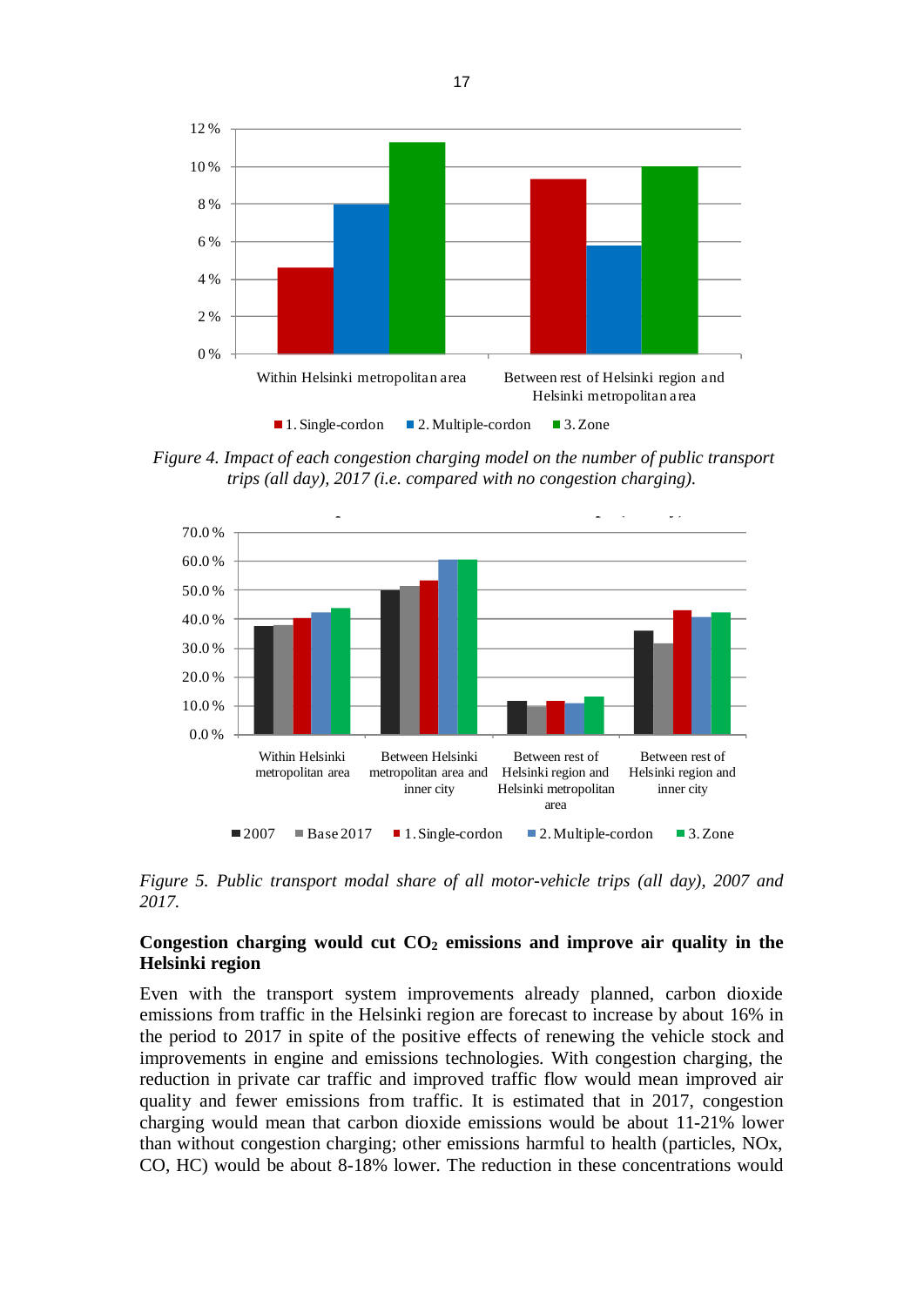*Figure 4. Impact of each congestion charging model on the number of public transport trips (all day), 2017 (i.e. compared with no congestion charging).*

*Figure 5. Public transport modal share of all motor-vehicle trips (all day), 2007 and 2017.*

**Congestion charging would cut $CO_2$ emissions and improve air quality in the Helsinki region**

Even with the transport system improvements already planned, carbon dioxide emissions from traffic in the Helsinki region are forecast to increase by about 16% in the period to 2017 in spite of the positive effects of renewing the vehicle stock and improvements in engine and emissions technologies. With congestion charging, the reduction in private car traffic and improved traffic flow would mean improved air quality and fewer emissions from traffic. It is estimated that in 2017, congestion charging would mean that carbon dioxide emissions would be about 11-21% lower than without congestion charging; other emissions harmful to health (particles, NOx, CO, HC) would be about 8-18% lower. The reduction in these concentrations would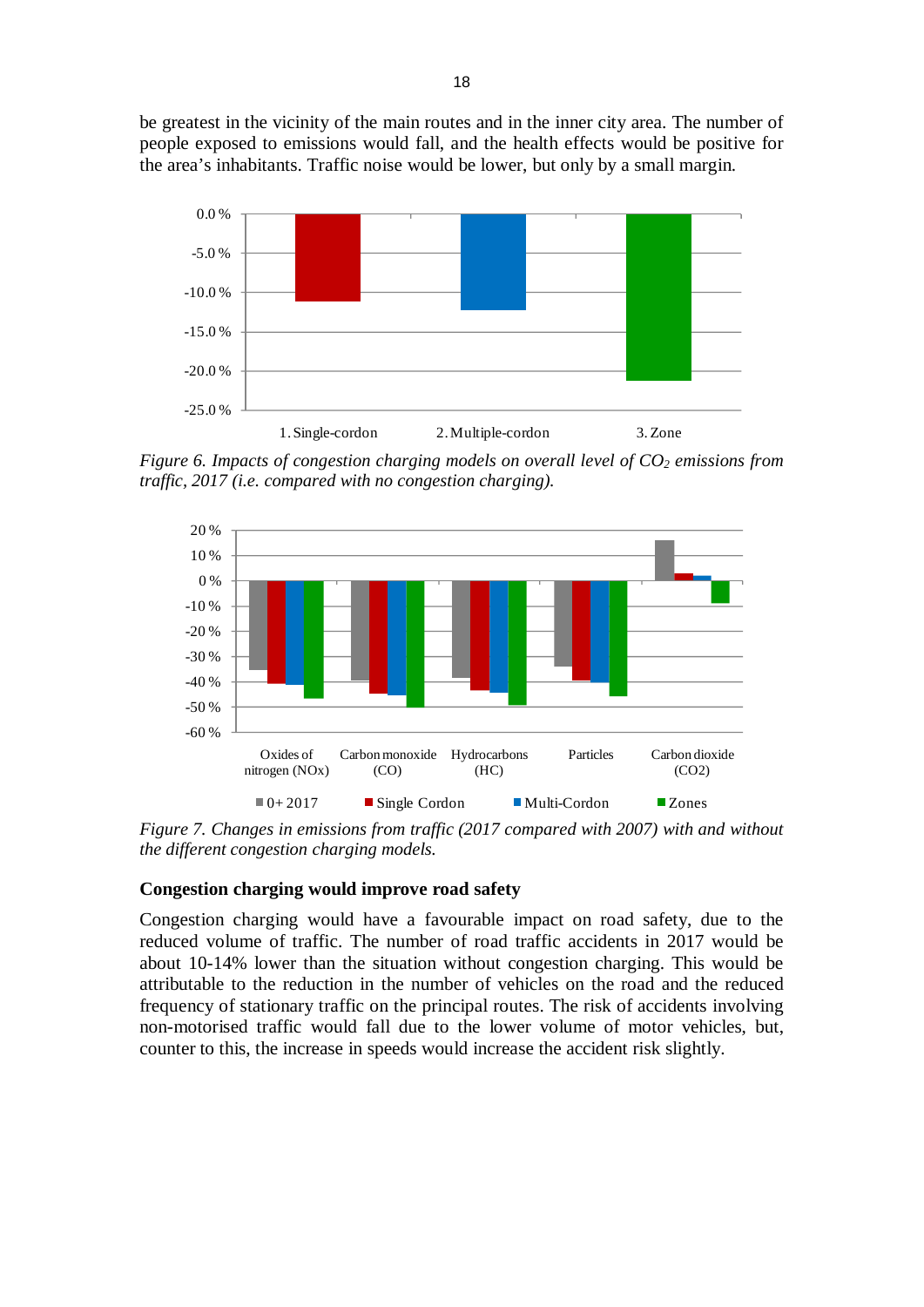be greatest in the vicinity of the main routes and in the inner city area. The number of people exposed to emissions would fall, and the health effects would be positive for the area's inhabitants. Traffic noise would be lower, but only by a small margin.

*Figure 6. Impacts of congestion charging models on overall level of $CO_2$ emissions from traffic, 2017 (i.e. compared with no congestion charging).*

*Figure 7. Changes in emissions from traffic (2017 compared with 2007) with and without the different congestion charging models.*

### Congestion charging would improve road safety

Congestion charging would have a favourable impact on road safety, due to the reduced volume of traffic. The number of road traffic accidents in 2017 would be about 10-14% lower than the situation without congestion charging. This would be attributable to the reduction in the number of vehicles on the road and the reduced frequency of stationary traffic on the principal routes. The risk of accidents involving non-motorised traffic would fall due to the lower volume of motor vehicles, but, counter to this, the increase in speeds would increase the accident risk slightly.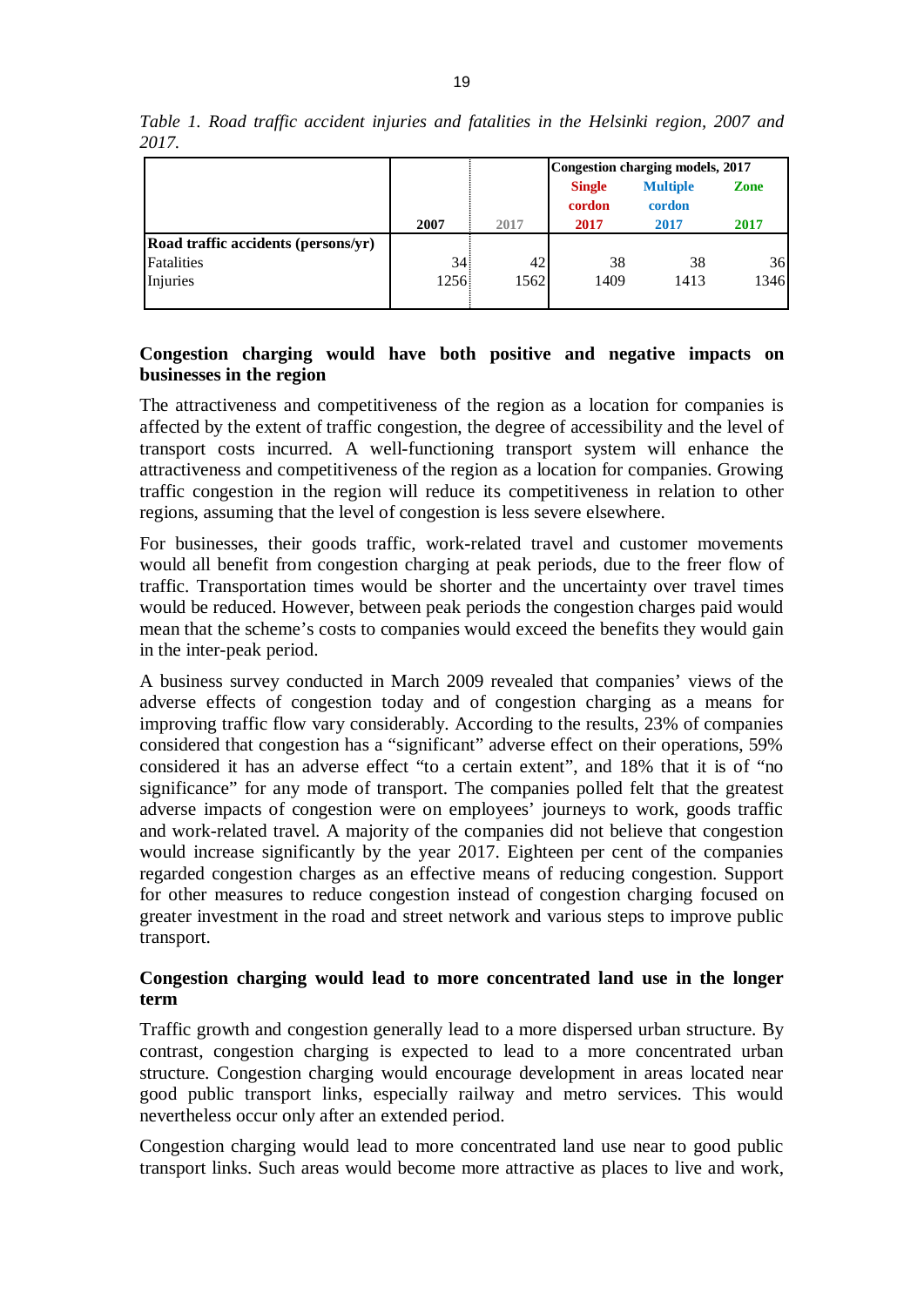*Table 1. Road traffic accident injuries and fatalities in the Helsinki region, 2007 and 2017.*

| | | | Congestion charging models, 2017 | | |
|---|---|---|---|---|---|
| | 2007 | 2017 | Single cordon 2017 | Multiple cordon 2017 | Zone 2017 |
| **Road traffic accidents (persons/yr)** | | | | | |
| Fatalities | 34 | 42 | 38 | 38 | 36 |
| Injuries | 1256 | 1562 | 1409 | 1413 | 1346 |

**Congestion charging would have both positive and negative impacts on businesses in the region**

The attractiveness and competitiveness of the region as a location for companies is affected by the extent of traffic congestion, the degree of accessibility and the level of transport costs incurred. A well-functioning transport system will enhance the attractiveness and competitiveness of the region as a location for companies. Growing traffic congestion in the region will reduce its competitiveness in relation to other regions, assuming that the level of congestion is less severe elsewhere.

For businesses, their goods traffic, work-related travel and customer movements would all benefit from congestion charging at peak periods, due to the freer flow of traffic. Transportation times would be shorter and the uncertainty over travel times would be reduced. However, between peak periods the congestion charges paid would mean that the scheme's costs to companies would exceed the benefits they would gain in the inter-peak period.

A business survey conducted in March 2009 revealed that companies' views of the adverse effects of congestion today and of congestion charging as a means for improving traffic flow vary considerably. According to the results, 23% of companies considered that congestion has a "significant" adverse effect on their operations, 59% considered it has an adverse effect "to a certain extent", and 18% that it is of "no significance" for any mode of transport. The companies polled felt that the greatest adverse impacts of congestion were on employees' journeys to work, goods traffic and work-related travel. A majority of the companies did not believe that congestion would increase significantly by the year 2017. Eighteen per cent of the companies regarded congestion charges as an effective means of reducing congestion. Support for other measures to reduce congestion instead of congestion charging focused on greater investment in the road and street network and various steps to improve public transport.

**Congestion charging would lead to more concentrated land use in the longer term**

Traffic growth and congestion generally lead to a more dispersed urban structure. By contrast, congestion charging is expected to lead to a more concentrated urban structure. Congestion charging would encourage development in areas located near good public transport links, especially railway and metro services. This would nevertheless occur only after an extended period.

Congestion charging would lead to more concentrated land use near to good public transport links. Such areas would become more attractive as places to live and work,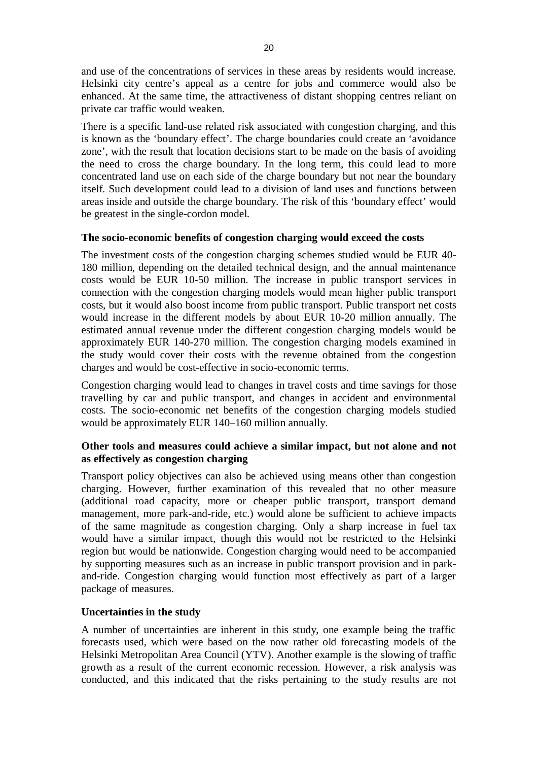and use of the concentrations of services in these areas by residents would increase. Helsinki city centre's appeal as a centre for jobs and commerce would also be enhanced. At the same time, the attractiveness of distant shopping centres reliant on private car traffic would weaken.

There is a specific land-use related risk associated with congestion charging, and this is known as the 'boundary effect'. The charge boundaries could create an 'avoidance zone', with the result that location decisions start to be made on the basis of avoiding the need to cross the charge boundary. In the long term, this could lead to more concentrated land use on each side of the charge boundary but not near the boundary itself. Such development could lead to a division of land uses and functions between areas inside and outside the charge boundary. The risk of this 'boundary effect' would be greatest in the single-cordon model.

**The socio-economic benefits of congestion charging would exceed the costs**

The investment costs of the congestion charging schemes studied would be EUR 40-180 million, depending on the detailed technical design, and the annual maintenance costs would be EUR 10-50 million. The increase in public transport services in connection with the congestion charging models would mean higher public transport costs, but it would also boost income from public transport. Public transport net costs would increase in the different models by about EUR 10-20 million annually. The estimated annual revenue under the different congestion charging models would be approximately EUR 140-270 million. The congestion charging models examined in the study would cover their costs with the revenue obtained from the congestion charges and would be cost-effective in socio-economic terms.

Congestion charging would lead to changes in travel costs and time savings for those travelling by car and public transport, and changes in accident and environmental costs. The socio-economic net benefits of the congestion charging models studied would be approximately EUR 140–160 million annually.

**Other tools and measures could achieve a similar impact, but not alone and not as effectively as congestion charging**

Transport policy objectives can also be achieved using means other than congestion charging. However, further examination of this revealed that no other measure (additional road capacity, more or cheaper public transport, transport demand management, more park-and-ride, etc.) would alone be sufficient to achieve impacts of the same magnitude as congestion charging. Only a sharp increase in fuel tax would have a similar impact, though this would not be restricted to the Helsinki region but would be nationwide. Congestion charging would need to be accompanied by supporting measures such as an increase in public transport provision and in park-and-ride. Congestion charging would function most effectively as part of a larger package of measures.

**Uncertainties in the study**

A number of uncertainties are inherent in this study, one example being the traffic forecasts used, which were based on the now rather old forecasting models of the Helsinki Metropolitan Area Council (YTV). Another example is the slowing of traffic growth as a result of the current economic recession. However, a risk analysis was conducted, and this indicated that the risks pertaining to the study results are not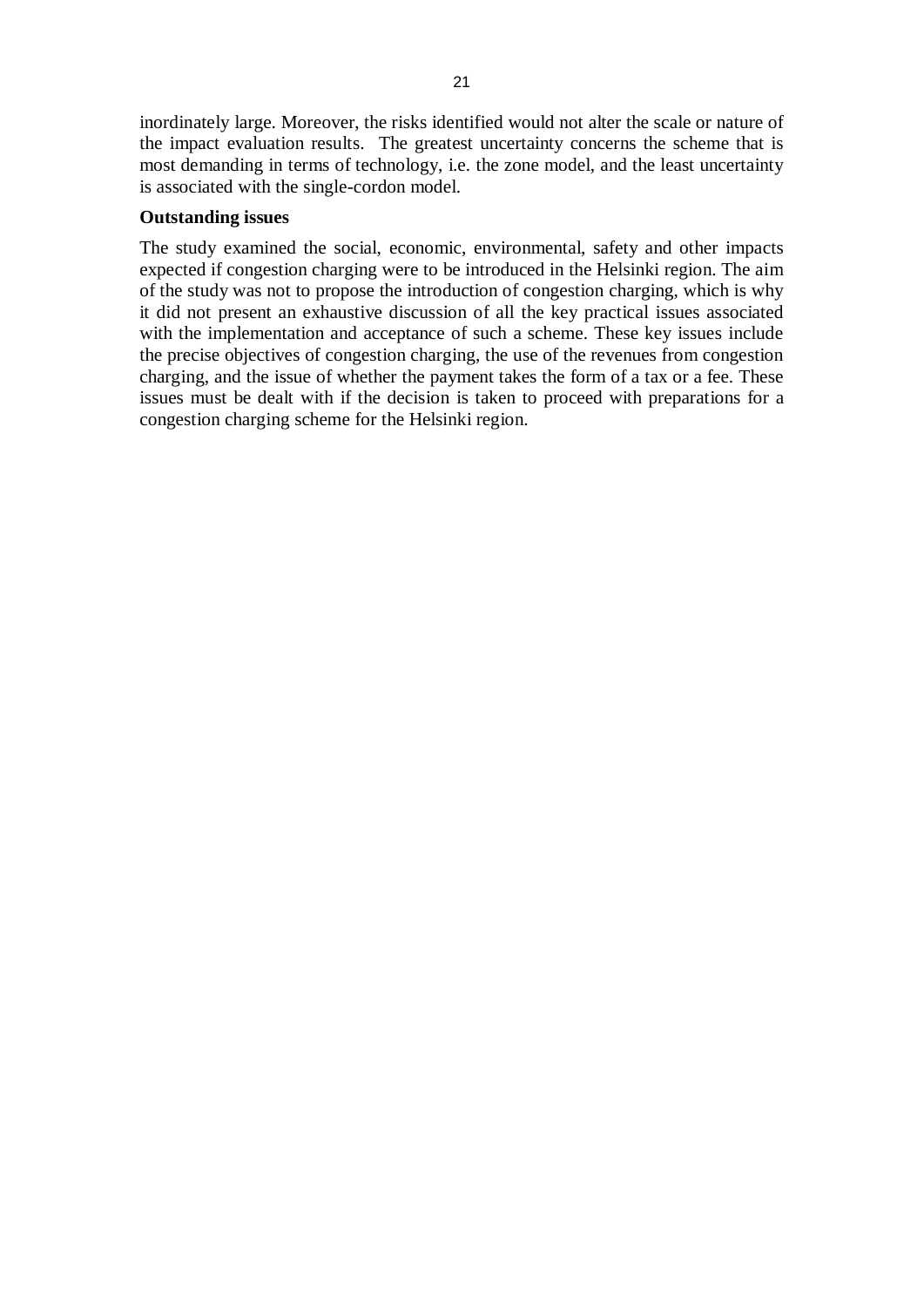inordinately large. Moreover, the risks identified would not alter the scale or nature of the impact evaluation results. The greatest uncertainty concerns the scheme that is most demanding in terms of technology, i.e. the zone model, and the least uncertainty is associated with the single-cordon model.

**Outstanding issues**

The study examined the social, economic, environmental, safety and other impacts expected if congestion charging were to be introduced in the Helsinki region. The aim of the study was not to propose the introduction of congestion charging, which is why it did not present an exhaustive discussion of all the key practical issues associated with the implementation and acceptance of such a scheme. These key issues include the precise objectives of congestion charging, the use of the revenues from congestion charging, and the issue of whether the payment takes the form of a tax or a fee. These issues must be dealt with if the decision is taken to proceed with preparations for a congestion charging scheme for the Helsinki region.